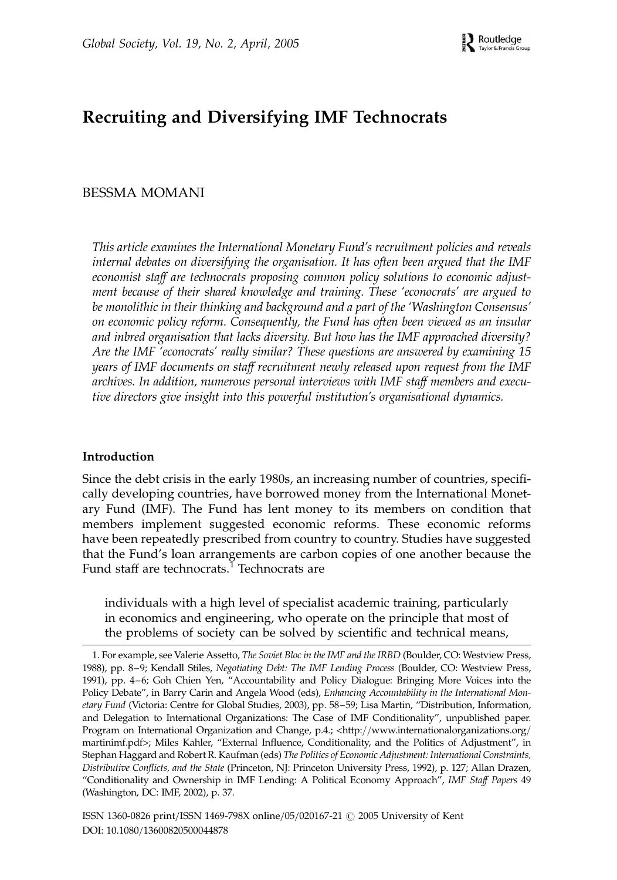# Recruiting and Diversifying IMF Technocrats

BESSMA MOMANI

*This article examines the International Monetary Fund's recruitment policies and reveals internal debates on diversifying the organisation. It has often been argued that the IMF economist staff are technocrats proposing common policy solutions to economic adjustment because of their shared knowledge and training. These 'econocrats' are argued to be monolithic in their thinking and background and a part of the 'Washington Consensus' on economic policy reform. Consequently, the Fund has often been viewed as an insular and inbred organisation that lacks diversity. But how has the IMF approached diversity? Are the IMF 'econocrats' really similar? These questions are answered by examining 15 years of IMF documents on staff recruitment newly released upon request from the IMF archives. In addition, numerous personal interviews with IMF staff members and executive directors give insight into this powerful institution's organisational dynamics.*

### Introduction

Since the debt crisis in the early 1980s, an increasing number of countries, specifically developing countries, have borrowed money from the International Monetary Fund (IMF). The Fund has lent money to its members on condition that members implement suggested economic reforms. These economic reforms have been repeatedly prescribed from country to country. Studies have suggested that the Fund's loan arrangements are carbon copies of one another because the Fund staff are technocrats.[1] Technocrats are

> individuals with a high level of specialist academic training, particularly in economics and engineering, who operate on the principle that most of the problems of society can be solved by scientific and technical means,

1. For example, see Valerie Assetto, *The Soviet Bloc in the IMF and the IRBD* (Boulder, CO: Westview Press, 1988), pp. 8–9; Kendall Stiles, *Negotiating Debt: The IMF Lending Process* (Boulder, CO: Westview Press, 1991), pp. 4–6; Goh Chien Yen, "Accountability and Policy Dialogue: Bringing More Voices into the Policy Debate", in Barry Carin and Angela Wood (eds), *Enhancing Accountability in the International Monetary Fund* (Victoria: Centre for Global Studies, 2003), pp. 58–59; Lisa Martin, "Distribution, Information, and Delegation to International Organizations: The Case of IMF Conditionality", unpublished paper. Program on International Organization and Change, p.4.; <http://www.internationalorganizations.org/martinimf.pdf>; Miles Kahler, "External Influence, Conditionality, and the Politics of Adjustment", in Stephan Haggard and Robert R. Kaufman (eds) *The Politics of Economic Adjustment: International Constraints, Distributive Conflicts, and the State* (Princeton, NJ: Princeton University Press, 1992), p. 127; Allan Drazen, "Conditionality and Ownership in IMF Lending: A Political Economy Approach", *IMF Staff Papers* 49 (Washington, DC: IMF, 2002), p. 37.

ISSN 1360-0826 print/ISSN 1469-798X online/05/020167-21 © 2005 University of Kent
DOI: 10.1080/13600820500044878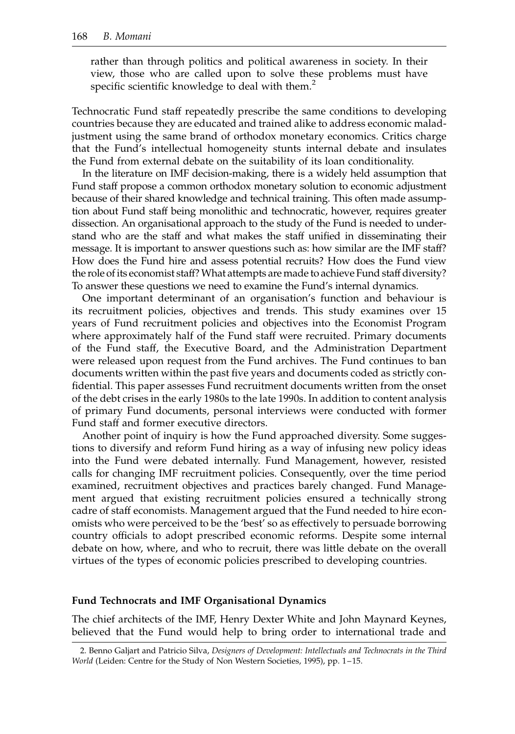> rather than through politics and political awareness in society. In their view, those who are called upon to solve these problems must have specific scientific knowledge to deal with them.[2]

Technocratic Fund staff repeatedly prescribe the same conditions to developing countries because they are educated and trained alike to address economic maladjustment using the same brand of orthodox monetary economics. Critics charge that the Fund's intellectual homogeneity stunts internal debate and insulates the Fund from external debate on the suitability of its loan conditionality.

In the literature on IMF decision-making, there is a widely held assumption that Fund staff propose a common orthodox monetary solution to economic adjustment because of their shared knowledge and technical training. This often made assumption about Fund staff being monolithic and technocratic, however, requires greater dissection. An organisational approach to the study of the Fund is needed to understand who are the staff and what makes the staff unified in disseminating their message. It is important to answer questions such as: how similar are the IMF staff? How does the Fund hire and assess potential recruits? How does the Fund view the role of its economist staff? What attempts are made to achieve Fund staff diversity? To answer these questions we need to examine the Fund's internal dynamics.

One important determinant of an organisation's function and behaviour is its recruitment policies, objectives and trends. This study examines over 15 years of Fund recruitment policies and objectives into the Economist Program where approximately half of the Fund staff were recruited. Primary documents of the Fund staff, the Executive Board, and the Administration Department were released upon request from the Fund archives. The Fund continues to ban documents written within the past five years and documents coded as strictly confidential. This paper assesses Fund recruitment documents written from the onset of the debt crises in the early 1980s to the late 1990s. In addition to content analysis of primary Fund documents, personal interviews were conducted with former Fund staff and former executive directors.

Another point of inquiry is how the Fund approached diversity. Some suggestions to diversify and reform Fund hiring as a way of infusing new policy ideas into the Fund were debated internally. Fund Management, however, resisted calls for changing IMF recruitment policies. Consequently, over the time period examined, recruitment objectives and practices barely changed. Fund Management argued that existing recruitment policies ensured a technically strong cadre of staff economists. Management argued that the Fund needed to hire economists who were perceived to be the 'best' so as effectively to persuade borrowing country officials to adopt prescribed economic reforms. Despite some internal debate on how, where, and who to recruit, there was little debate on the overall virtues of the types of economic policies prescribed to developing countries.

## Fund Technocrats and IMF Organisational Dynamics

The chief architects of the IMF, Henry Dexter White and John Maynard Keynes, believed that the Fund would help to bring order to international trade and

2. Benno Galjart and Patricio Silva, *Designers of Development: Intellectuals and Technocrats in the Third World* (Leiden: Centre for the Study of Non Western Societies, 1995), pp. 1–15.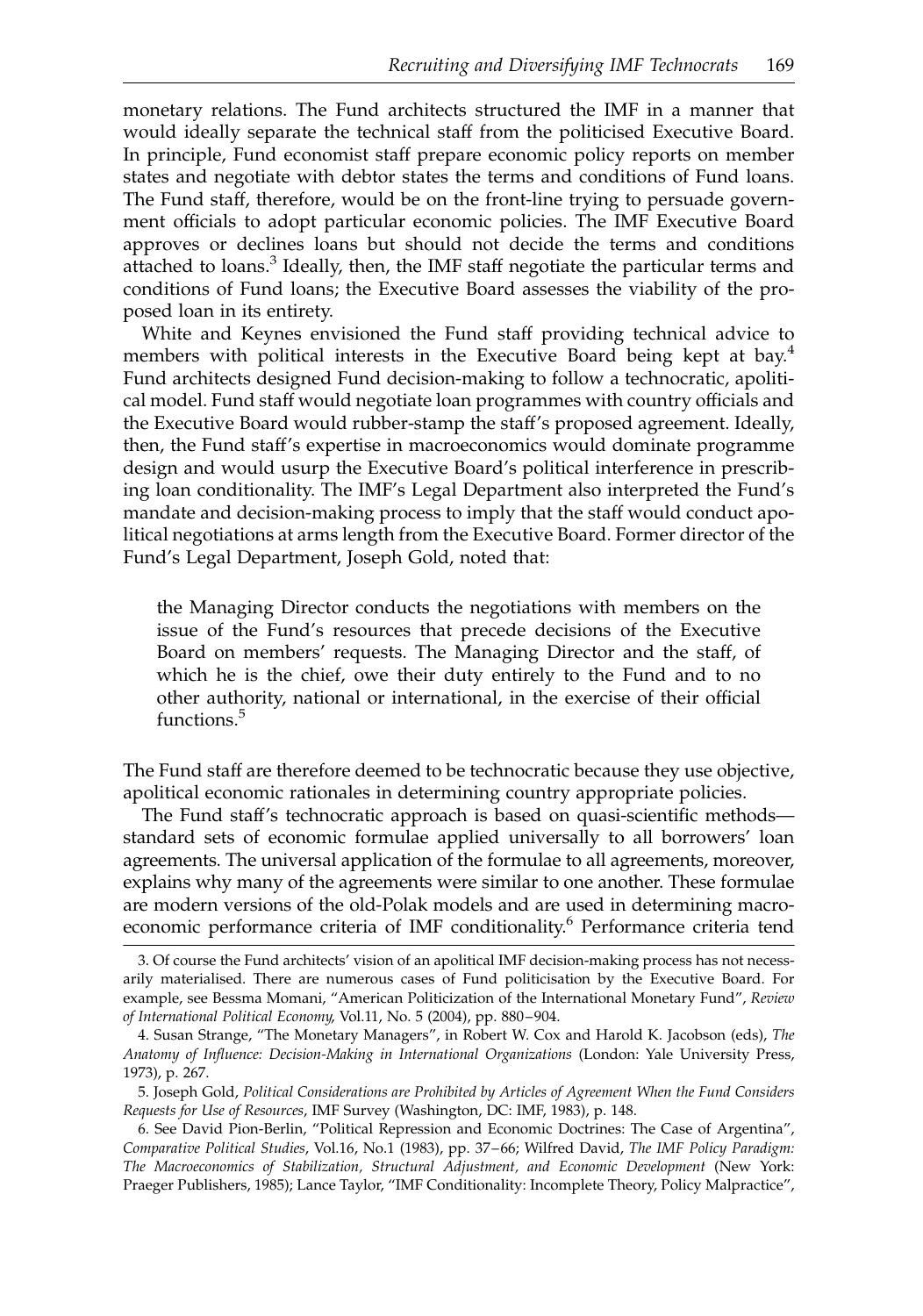monetary relations. The Fund architects structured the IMF in a manner that would ideally separate the technical staff from the politicised Executive Board. In principle, Fund economist staff prepare economic policy reports on member states and negotiate with debtor states the terms and conditions of Fund loans. The Fund staff, therefore, would be on the front-line trying to persuade government officials to adopt particular economic policies. The IMF Executive Board approves or declines loans but should not decide the terms and conditions attached to loans.[3] Ideally, then, the IMF staff negotiate the particular terms and conditions of Fund loans; the Executive Board assesses the viability of the proposed loan in its entirety.

White and Keynes envisioned the Fund staff providing technical advice to members with political interests in the Executive Board being kept at bay.[4] Fund architects designed Fund decision-making to follow a technocratic, apolitical model. Fund staff would negotiate loan programmes with country officials and the Executive Board would rubber-stamp the staff's proposed agreement. Ideally, then, the Fund staff's expertise in macroeconomics would dominate programme design and would usurp the Executive Board's political interference in prescribing loan conditionality. The IMF's Legal Department also interpreted the Fund's mandate and decision-making process to imply that the staff would conduct apolitical negotiations at arms length from the Executive Board. Former director of the Fund's Legal Department, Joseph Gold, noted that:

> the Managing Director conducts the negotiations with members on the issue of the Fund's resources that precede decisions of the Executive Board on members' requests. The Managing Director and the staff, of which he is the chief, owe their duty entirely to the Fund and to no other authority, national or international, in the exercise of their official functions.[5]

The Fund staff are therefore deemed to be technocratic because they use objective, apolitical economic rationales in determining country appropriate policies.

The Fund staff's technocratic approach is based on quasi-scientific methods—standard sets of economic formulae applied universally to all borrowers' loan agreements. The universal application of the formulae to all agreements, moreover, explains why many of the agreements were similar to one another. These formulae are modern versions of the old-Polak models and are used in determining macroeconomic performance criteria of IMF conditionality.[6] Performance criteria tend

3. Of course the Fund architects' vision of an apolitical IMF decision-making process has not necessarily materialised. There are numerous cases of Fund politicisation by the Executive Board. For example, see Bessma Momani, "American Politicization of the International Monetary Fund", *Review of International Political Economy*, Vol.11, No. 5 (2004), pp. 880–904.

4. Susan Strange, "The Monetary Managers", in Robert W. Cox and Harold K. Jacobson (eds), *The Anatomy of Influence: Decision-Making in International Organizations* (London: Yale University Press, 1973), p. 267.

5. Joseph Gold, *Political Considerations are Prohibited by Articles of Agreement When the Fund Considers Requests for Use of Resources*, IMF Survey (Washington, DC: IMF, 1983), p. 148.

6. See David Pion-Berlin, "Political Repression and Economic Doctrines: The Case of Argentina", *Comparative Political Studies*, Vol.16, No.1 (1983), pp. 37–66; Wilfred David, *The IMF Policy Paradigm: The Macroeconomics of Stabilization, Structural Adjustment, and Economic Development* (New York: Praeger Publishers, 1985); Lance Taylor, "IMF Conditionality: Incomplete Theory, Policy Malpractice",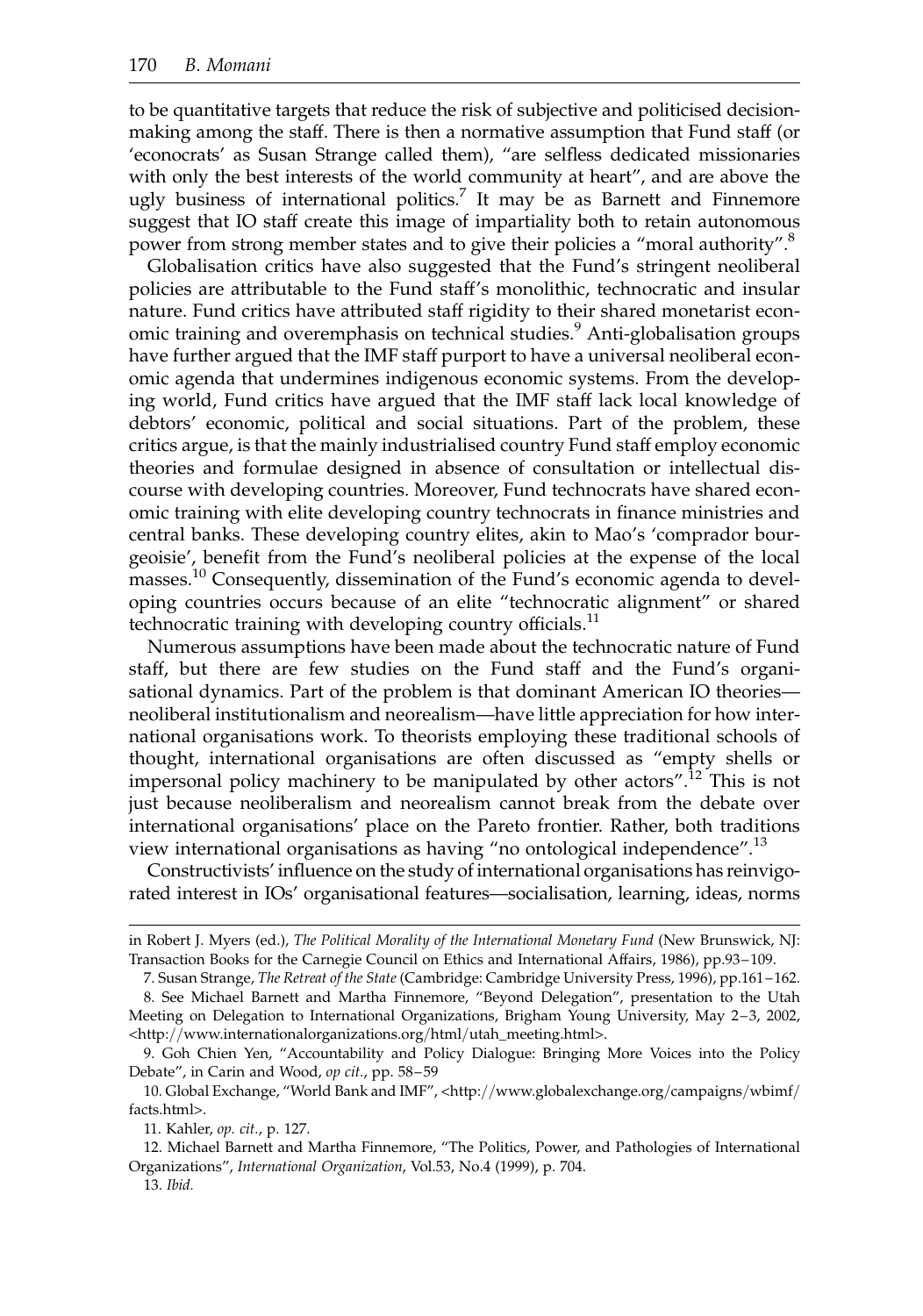to be quantitative targets that reduce the risk of subjective and politicised decision-making among the staff. There is then a normative assumption that Fund staff (or 'econocrats' as Susan Strange called them), "are selfless dedicated missionaries with only the best interests of the world community at heart", and are above the ugly business of international politics.[7] It may be as Barnett and Finnemore suggest that IO staff create this image of impartiality both to retain autonomous power from strong member states and to give their policies a "moral authority".[8]

Globalisation critics have also suggested that the Fund's stringent neoliberal policies are attributable to the Fund staff's monolithic, technocratic and insular nature. Fund critics have attributed staff rigidity to their shared monetarist economic training and overemphasis on technical studies.[9] Anti-globalisation groups have further argued that the IMF staff purport to have a universal neoliberal economic agenda that undermines indigenous economic systems. From the developing world, Fund critics have argued that the IMF staff lack local knowledge of debtors' economic, political and social situations. Part of the problem, these critics argue, is that the mainly industrialised country Fund staff employ economic theories and formulae designed in absence of consultation or intellectual discourse with developing countries. Moreover, Fund technocrats have shared economic training with elite developing country technocrats in finance ministries and central banks. These developing country elites, akin to Mao's 'comprador bourgeoisie', benefit from the Fund's neoliberal policies at the expense of the local masses.[10] Consequently, dissemination of the Fund's economic agenda to developing countries occurs because of an elite "technocratic alignment" or shared technocratic training with developing country officials.[11]

Numerous assumptions have been made about the technocratic nature of Fund staff, but there are few studies on the Fund staff and the Fund's organisational dynamics. Part of the problem is that dominant American IO theories—neoliberal institutionalism and neorealism—have little appreciation for how international organisations work. To theorists employing these traditional schools of thought, international organisations are often discussed as "empty shells or impersonal policy machinery to be manipulated by other actors".[12] This is not just because neoliberalism and neorealism cannot break from the debate over international organisations' place on the Pareto frontier. Rather, both traditions view international organisations as having "no ontological independence".[13]

Constructivists' influence on the study of international organisations has reinvigorated interest in IOs' organisational features—socialisation, learning, ideas, norms

---

in Robert J. Myers (ed.), *The Political Morality of the International Monetary Fund* (New Brunswick, NJ: Transaction Books for the Carnegie Council on Ethics and International Affairs, 1986), pp.93–109.

7. Susan Strange, *The Retreat of the State* (Cambridge: Cambridge University Press, 1996), pp.161–162.

8. See Michael Barnett and Martha Finnemore, "Beyond Delegation", presentation to the Utah Meeting on Delegation to International Organizations, Brigham Young University, May 2–3, 2002, <http://www.internationalorganizations.org/html/utah_meeting.html>.

9. Goh Chien Yen, "Accountability and Policy Dialogue: Bringing More Voices into the Policy Debate", in Carin and Wood, *op cit.*, pp. 58–59

10. Global Exchange, "World Bank and IMF", <http://www.globalexchange.org/campaigns/wbimf/facts.html>.

11. Kahler, *op. cit.*, p. 127.

12. Michael Barnett and Martha Finnemore, "The Politics, Power, and Pathologies of International Organizations", *International Organization*, Vol.53, No.4 (1999), p. 704.

13. *Ibid.*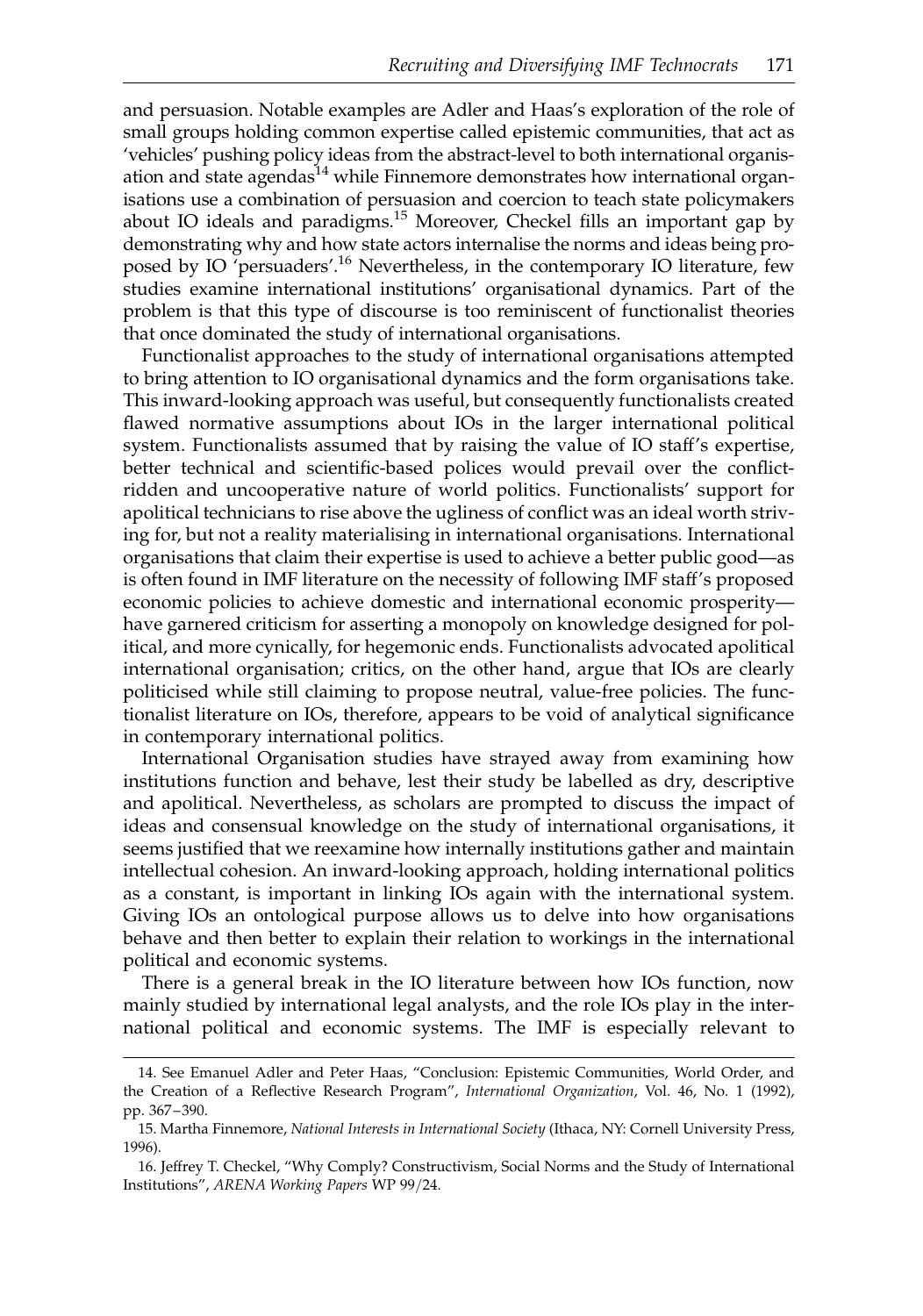and persuasion. Notable examples are Adler and Haas's exploration of the role of small groups holding common expertise called epistemic communities, that act as 'vehicles' pushing policy ideas from the abstract-level to both international organisation and state agendas[14] while Finnemore demonstrates how international organisations use a combination of persuasion and coercion to teach state policymakers about IO ideals and paradigms.[15] Moreover, Checkel fills an important gap by demonstrating why and how state actors internalise the norms and ideas being proposed by IO 'persuaders'.[16] Nevertheless, in the contemporary IO literature, few studies examine international institutions' organisational dynamics. Part of the problem is that this type of discourse is too reminiscent of functionalist theories that once dominated the study of international organisations.

Functionalist approaches to the study of international organisations attempted to bring attention to IO organisational dynamics and the form organisations take. This inward-looking approach was useful, but consequently functionalists created flawed normative assumptions about IOs in the larger international political system. Functionalists assumed that by raising the value of IO staff's expertise, better technical and scientific-based polices would prevail over the conflict-ridden and uncooperative nature of world politics. Functionalists' support for apolitical technicians to rise above the ugliness of conflict was an ideal worth striving for, but not a reality materialising in international organisations. International organisations that claim their expertise is used to achieve a better public good—as is often found in IMF literature on the necessity of following IMF staff's proposed economic policies to achieve domestic and international economic prosperity—have garnered criticism for asserting a monopoly on knowledge designed for political, and more cynically, for hegemonic ends. Functionalists advocated apolitical international organisation; critics, on the other hand, argue that IOs are clearly politicised while still claiming to propose neutral, value-free policies. The functionalist literature on IOs, therefore, appears to be void of analytical significance in contemporary international politics.

International Organisation studies have strayed away from examining how institutions function and behave, lest their study be labelled as dry, descriptive and apolitical. Nevertheless, as scholars are prompted to discuss the impact of ideas and consensual knowledge on the study of international organisations, it seems justified that we reexamine how internally institutions gather and maintain intellectual cohesion. An inward-looking approach, holding international politics as a constant, is important in linking IOs again with the international system. Giving IOs an ontological purpose allows us to delve into how organisations behave and then better to explain their relation to workings in the international political and economic systems.

There is a general break in the IO literature between how IOs function, now mainly studied by international legal analysts, and the role IOs play in the international political and economic systems. The IMF is especially relevant to

---

14. See Emanuel Adler and Peter Haas, "Conclusion: Epistemic Communities, World Order, and the Creation of a Reflective Research Program", *International Organization*, Vol. 46, No. 1 (1992), pp. 367–390.

15. Martha Finnemore, *National Interests in International Society* (Ithaca, NY: Cornell University Press, 1996).

16. Jeffrey T. Checkel, "Why Comply? Constructivism, Social Norms and the Study of International Institutions", *ARENA Working Papers* WP 99/24.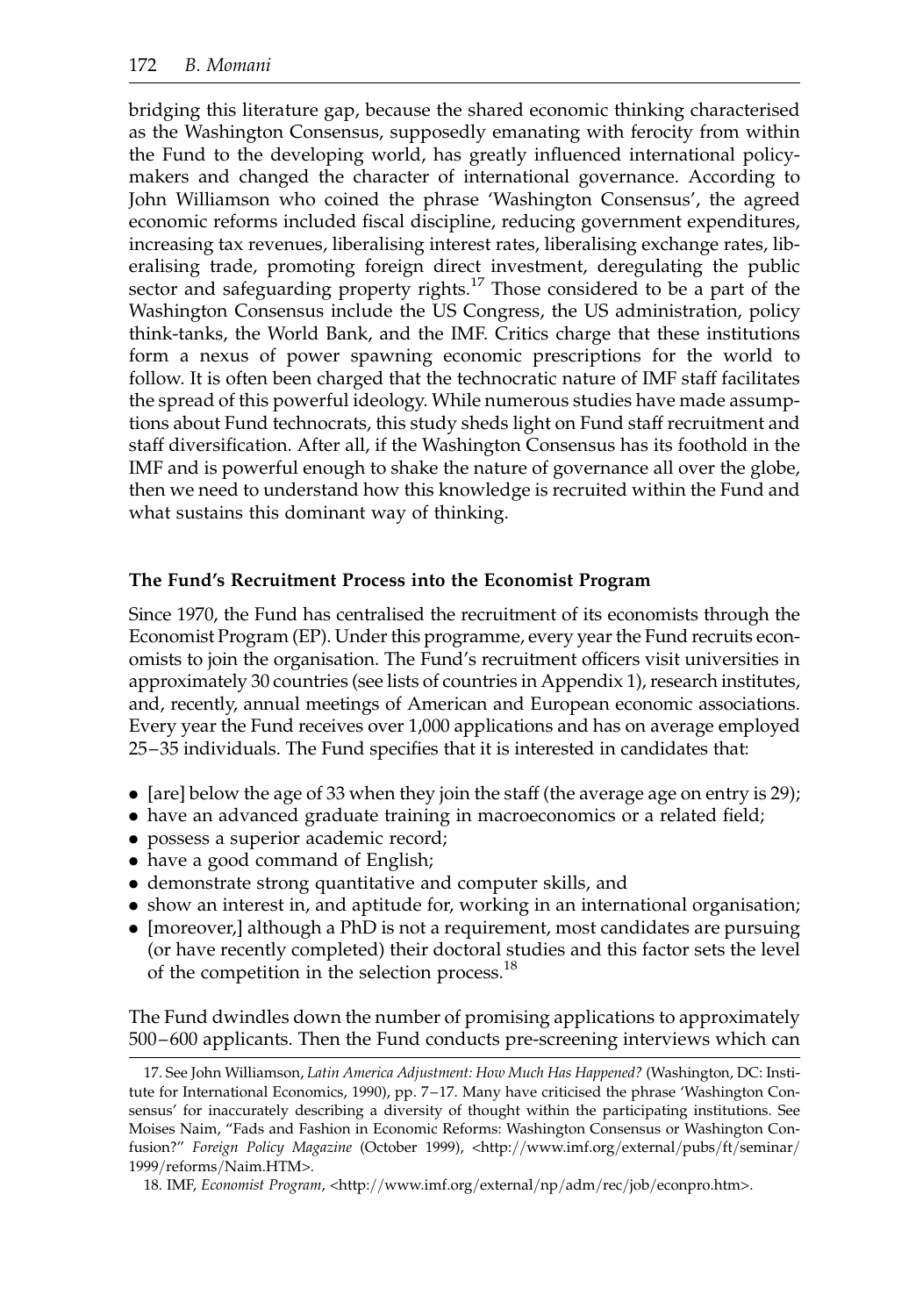bridging this literature gap, because the shared economic thinking characterised as the Washington Consensus, supposedly emanating with ferocity from within the Fund to the developing world, has greatly influenced international policy-makers and changed the character of international governance. According to John Williamson who coined the phrase 'Washington Consensus', the agreed economic reforms included fiscal discipline, reducing government expenditures, increasing tax revenues, liberalising interest rates, liberalising exchange rates, liberalising trade, promoting foreign direct investment, deregulating the public sector and safeguarding property rights.[17] Those considered to be a part of the Washington Consensus include the US Congress, the US administration, policy think-tanks, the World Bank, and the IMF. Critics charge that these institutions form a nexus of power spawning economic prescriptions for the world to follow. It is often been charged that the technocratic nature of IMF staff facilitates the spread of this powerful ideology. While numerous studies have made assumptions about Fund technocrats, this study sheds light on Fund staff recruitment and staff diversification. After all, if the Washington Consensus has its foothold in the IMF and is powerful enough to shake the nature of governance all over the globe, then we need to understand how this knowledge is recruited within the Fund and what sustains this dominant way of thinking.

### The Fund's Recruitment Process into the Economist Program

Since 1970, the Fund has centralised the recruitment of its economists through the Economist Program (EP). Under this programme, every year the Fund recruits economists to join the organisation. The Fund's recruitment officers visit universities in approximately 30 countries (see lists of countries in Appendix 1), research institutes, and, recently, annual meetings of American and European economic associations. Every year the Fund receives over 1,000 applications and has on average employed 25–35 individuals. The Fund specifies that it is interested in candidates that:

- [are] below the age of 33 when they join the staff (the average age on entry is 29);
- have an advanced graduate training in macroeconomics or a related field;
- possess a superior academic record;
- have a good command of English;
- demonstrate strong quantitative and computer skills, and
- show an interest in, and aptitude for, working in an international organisation;
- [moreover,] although a PhD is not a requirement, most candidates are pursuing (or have recently completed) their doctoral studies and this factor sets the level of the competition in the selection process.[18]

The Fund dwindles down the number of promising applications to approximately 500–600 applicants. Then the Fund conducts pre-screening interviews which can

17. See John Williamson, *Latin America Adjustment: How Much Has Happened?* (Washington, DC: Institute for International Economics, 1990), pp. 7–17. Many have criticised the phrase 'Washington Consensus' for inaccurately describing a diversity of thought within the participating institutions. See Moises Naim, "Fads and Fashion in Economic Reforms: Washington Consensus or Washington Confusion?" *Foreign Policy Magazine* (October 1999), <http://www.imf.org/external/pubs/ft/seminar/1999/reforms/Naim.HTM>.

18. IMF, *Economist Program*, <http://www.imf.org/external/np/adm/rec/job/econpro.htm>.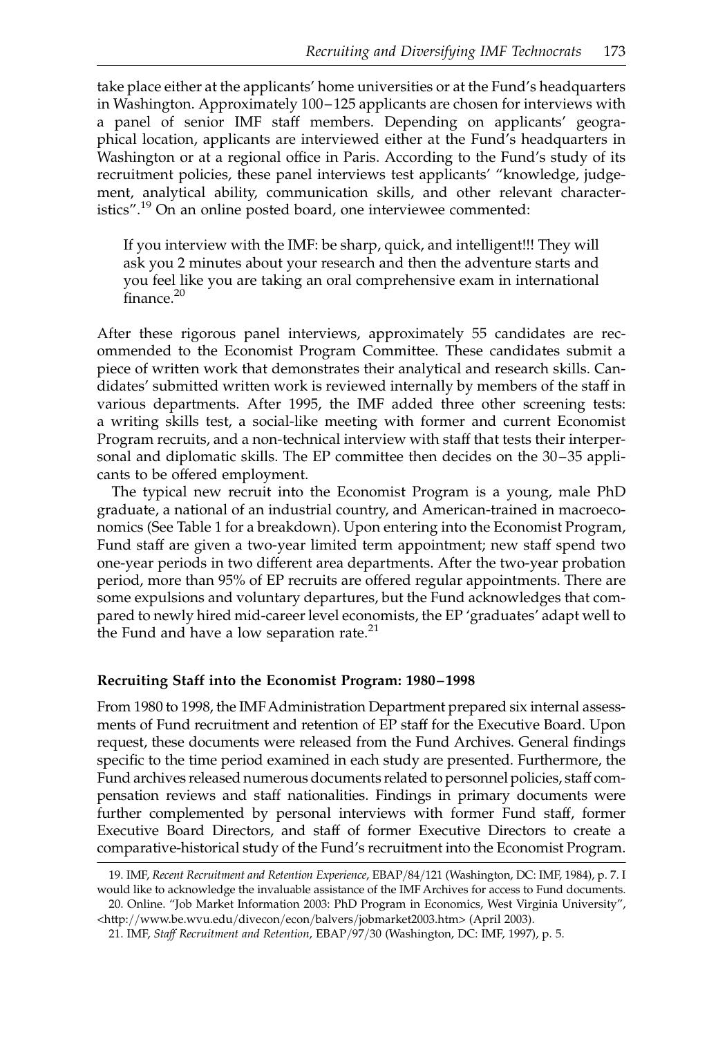take place either at the applicants' home universities or at the Fund's headquarters in Washington. Approximately 100–125 applicants are chosen for interviews with a panel of senior IMF staff members. Depending on applicants' geographical location, applicants are interviewed either at the Fund's headquarters in Washington or at a regional office in Paris. According to the Fund's study of its recruitment policies, these panel interviews test applicants' "knowledge, judgement, analytical ability, communication skills, and other relevant characteristics".[19] On an online posted board, one interviewee commented:

> If you interview with the IMF: be sharp, quick, and intelligent!!! They will ask you 2 minutes about your research and then the adventure starts and you feel like you are taking an oral comprehensive exam in international finance.[20]

After these rigorous panel interviews, approximately 55 candidates are recommended to the Economist Program Committee. These candidates submit a piece of written work that demonstrates their analytical and research skills. Candidates' submitted written work is reviewed internally by members of the staff in various departments. After 1995, the IMF added three other screening tests: a writing skills test, a social-like meeting with former and current Economist Program recruits, and a non-technical interview with staff that tests their interpersonal and diplomatic skills. The EP committee then decides on the 30–35 applicants to be offered employment.

The typical new recruit into the Economist Program is a young, male PhD graduate, a national of an industrial country, and American-trained in macroeconomics (See Table 1 for a breakdown). Upon entering into the Economist Program, Fund staff are given a two-year limited term appointment; new staff spend two one-year periods in two different area departments. After the two-year probation period, more than 95% of EP recruits are offered regular appointments. There are some expulsions and voluntary departures, but the Fund acknowledges that compared to newly hired mid-career level economists, the EP 'graduates' adapt well to the Fund and have a low separation rate.[21]

### Recruiting Staff into the Economist Program: 1980–1998

From 1980 to 1998, the IMF Administration Department prepared six internal assessments of Fund recruitment and retention of EP staff for the Executive Board. Upon request, these documents were released from the Fund Archives. General findings specific to the time period examined in each study are presented. Furthermore, the Fund archives released numerous documents related to personnel policies, staff compensation reviews and staff nationalities. Findings in primary documents were further complemented by personal interviews with former Fund staff, former Executive Board Directors, and staff of former Executive Directors to create a comparative-historical study of the Fund's recruitment into the Economist Program.

---

19. IMF, *Recent Recruitment and Retention Experience*, EBAP/84/121 (Washington, DC: IMF, 1984), p. 7. I would like to acknowledge the invaluable assistance of the IMF Archives for access to Fund documents.

20. Online. "Job Market Information 2003: PhD Program in Economics, West Virginia University", <http://www.be.wvu.edu/divecon/econ/balvers/jobmarket2003.htm> (April 2003).

21. IMF, *Staff Recruitment and Retention*, EBAP/97/30 (Washington, DC: IMF, 1997), p. 5.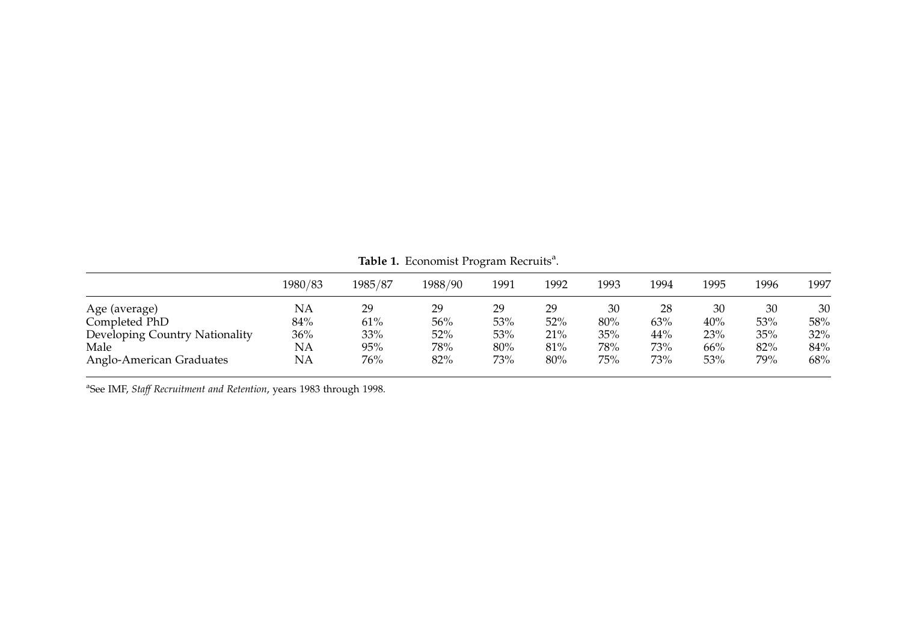**Table 1.** Economist Program Recruits[a].

| | 1980/83 | 1985/87 | 1988/90 | 1991 | 1992 | 1993 | 1994 | 1995 | 1996 | 1997 |
|---|---|---|---|---|---|---|---|---|---|---|
| Age (average) | NA | 29 | 29 | 29 | 29 | 30 | 28 | 30 | 30 | 30 |
| Completed PhD | 84% | 61% | 56% | 53% | 52% | 80% | 63% | 40% | 53% | 58% |
| Developing Country Nationality | 36% | 33% | 52% | 53% | 21% | 35% | 44% | 23% | 35% | 32% |
| Male | NA | 95% | 78% | 80% | 81% | 78% | 73% | 66% | 82% | 84% |
| Anglo-American Graduates | NA | 76% | 82% | 73% | 80% | 75% | 73% | 53% | 79% | 68% |

[a]See IMF, *Staff Recruitment and Retention*, years 1983 through 1998.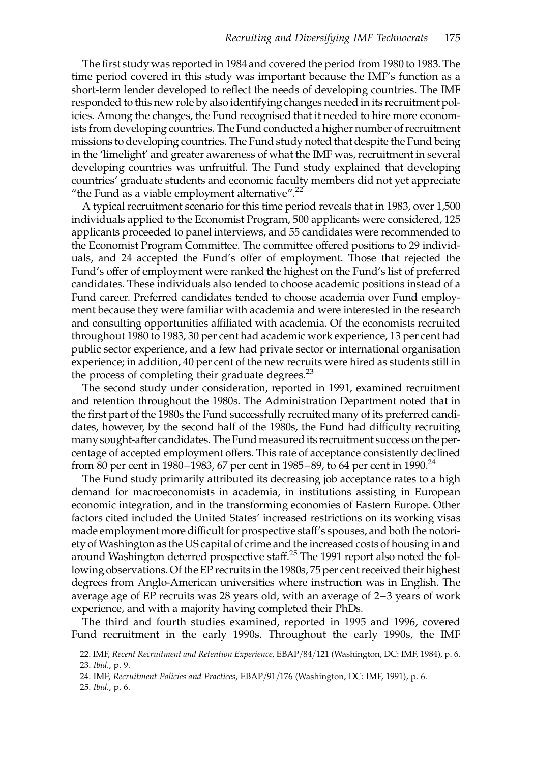The first study was reported in 1984 and covered the period from 1980 to 1983. The time period covered in this study was important because the IMF's function as a short-term lender developed to reflect the needs of developing countries. The IMF responded to this new role by also identifying changes needed in its recruitment policies. Among the changes, the Fund recognised that it needed to hire more economists from developing countries. The Fund conducted a higher number of recruitment missions to developing countries. The Fund study noted that despite the Fund being in the 'limelight' and greater awareness of what the IMF was, recruitment in several developing countries was unfruitful. The Fund study explained that developing countries' graduate students and economic faculty members did not yet appreciate "the Fund as a viable employment alternative".[22]

A typical recruitment scenario for this time period reveals that in 1983, over 1,500 individuals applied to the Economist Program, 500 applicants were considered, 125 applicants proceeded to panel interviews, and 55 candidates were recommended to the Economist Program Committee. The committee offered positions to 29 individuals, and 24 accepted the Fund's offer of employment. Those that rejected the Fund's offer of employment were ranked the highest on the Fund's list of preferred candidates. These individuals also tended to choose academic positions instead of a Fund career. Preferred candidates tended to choose academia over Fund employment because they were familiar with academia and were interested in the research and consulting opportunities affiliated with academia. Of the economists recruited throughout 1980 to 1983, 30 per cent had academic work experience, 13 per cent had public sector experience, and a few had private sector or international organisation experience; in addition, 40 per cent of the new recruits were hired as students still in the process of completing their graduate degrees.[23]

The second study under consideration, reported in 1991, examined recruitment and retention throughout the 1980s. The Administration Department noted that in the first part of the 1980s the Fund successfully recruited many of its preferred candidates, however, by the second half of the 1980s, the Fund had difficulty recruiting many sought-after candidates. The Fund measured its recruitment success on the percentage of accepted employment offers. This rate of acceptance consistently declined from 80 per cent in 1980–1983, 67 per cent in 1985–89, to 64 per cent in 1990.[24]

The Fund study primarily attributed its decreasing job acceptance rates to a high demand for macroeconomists in academia, in institutions assisting in European economic integration, and in the transforming economies of Eastern Europe. Other factors cited included the United States' increased restrictions on its working visas made employment more difficult for prospective staff's spouses, and both the notoriety of Washington as the US capital of crime and the increased costs of housing in and around Washington deterred prospective staff.[25] The 1991 report also noted the following observations. Of the EP recruits in the 1980s, 75 per cent received their highest degrees from Anglo-American universities where instruction was in English. The average age of EP recruits was 28 years old, with an average of 2–3 years of work experience, and with a majority having completed their PhDs.

The third and fourth studies examined, reported in 1995 and 1996, covered Fund recruitment in the early 1990s. Throughout the early 1990s, the IMF

22. IMF, *Recent Recruitment and Retention Experience*, EBAP/84/121 (Washington, DC: IMF, 1984), p. 6.

23. *Ibid.*, p. 9.

24. IMF, *Recruitment Policies and Practices*, EBAP/91/176 (Washington, DC: IMF, 1991), p. 6.

25. *Ibid.*, p. 6.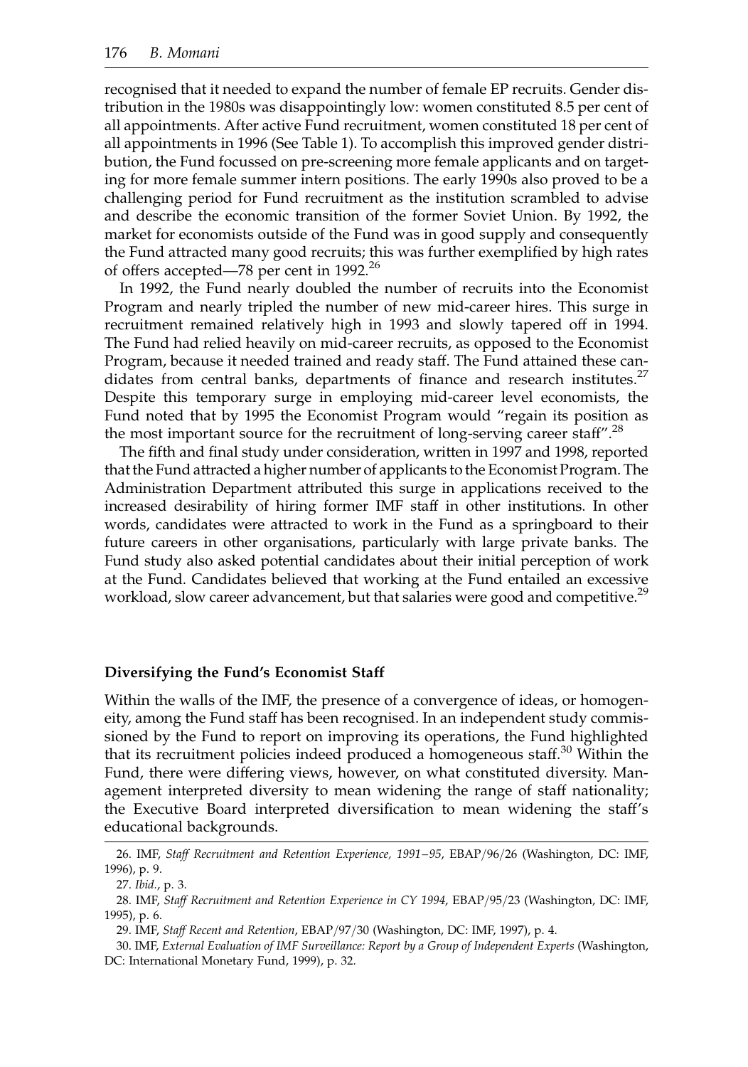recognised that it needed to expand the number of female EP recruits. Gender distribution in the 1980s was disappointingly low: women constituted 8.5 per cent of all appointments. After active Fund recruitment, women constituted 18 per cent of all appointments in 1996 (See Table 1). To accomplish this improved gender distribution, the Fund focussed on pre-screening more female applicants and on targeting for more female summer intern positions. The early 1990s also proved to be a challenging period for Fund recruitment as the institution scrambled to advise and describe the economic transition of the former Soviet Union. By 1992, the market for economists outside of the Fund was in good supply and consequently the Fund attracted many good recruits; this was further exemplified by high rates of offers accepted—78 per cent in 1992.[26]

In 1992, the Fund nearly doubled the number of recruits into the Economist Program and nearly tripled the number of new mid-career hires. This surge in recruitment remained relatively high in 1993 and slowly tapered off in 1994. The Fund had relied heavily on mid-career recruits, as opposed to the Economist Program, because it needed trained and ready staff. The Fund attained these candidates from central banks, departments of finance and research institutes.[27] Despite this temporary surge in employing mid-career level economists, the Fund noted that by 1995 the Economist Program would "regain its position as the most important source for the recruitment of long-serving career staff".[28]

The fifth and final study under consideration, written in 1997 and 1998, reported that the Fund attracted a higher number of applicants to the Economist Program. The Administration Department attributed this surge in applications received to the increased desirability of hiring former IMF staff in other institutions. In other words, candidates were attracted to work in the Fund as a springboard to their future careers in other organisations, particularly with large private banks. The Fund study also asked potential candidates about their initial perception of work at the Fund. Candidates believed that working at the Fund entailed an excessive workload, slow career advancement, but that salaries were good and competitive.[29]

### Diversifying the Fund's Economist Staff

Within the walls of the IMF, the presence of a convergence of ideas, or homogeneity, among the Fund staff has been recognised. In an independent study commissioned by the Fund to report on improving its operations, the Fund highlighted that its recruitment policies indeed produced a homogeneous staff.[30] Within the Fund, there were differing views, however, on what constituted diversity. Management interpreted diversity to mean widening the range of staff nationality; the Executive Board interpreted diversification to mean widening the staff's educational backgrounds.

26. IMF, *Staff Recruitment and Retention Experience, 1991–95*, EBAP/96/26 (Washington, DC: IMF, 1996), p. 9.

27. *Ibid.*, p. 3.

28. IMF, *Staff Recruitment and Retention Experience in CY 1994*, EBAP/95/23 (Washington, DC: IMF, 1995), p. 6.

29. IMF, *Staff Recent and Retention*, EBAP/97/30 (Washington, DC: IMF, 1997), p. 4.

30. IMF, *External Evaluation of IMF Surveillance: Report by a Group of Independent Experts* (Washington, DC: International Monetary Fund, 1999), p. 32.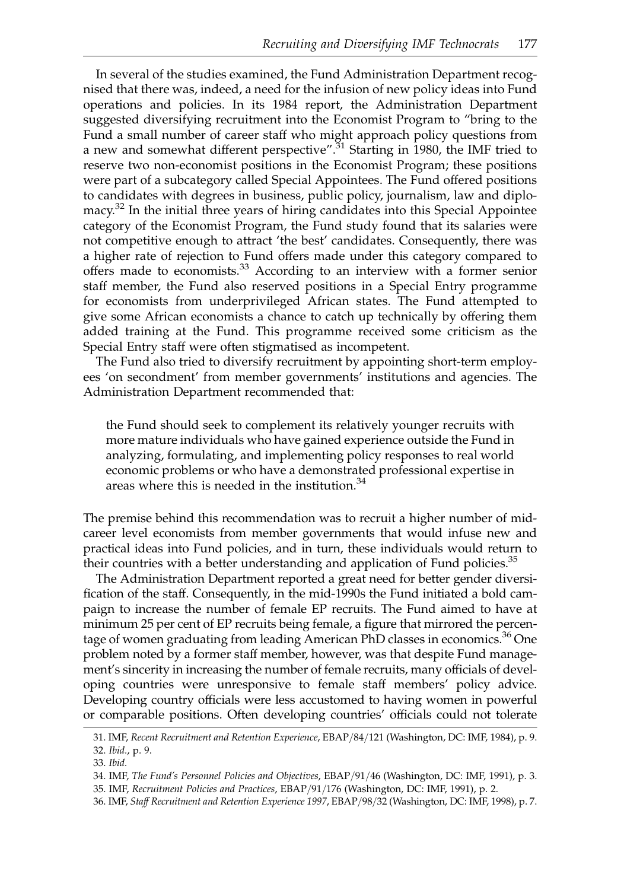In several of the studies examined, the Fund Administration Department recognised that there was, indeed, a need for the infusion of new policy ideas into Fund operations and policies. In its 1984 report, the Administration Department suggested diversifying recruitment into the Economist Program to "bring to the Fund a small number of career staff who might approach policy questions from a new and somewhat different perspective".[31] Starting in 1980, the IMF tried to reserve two non-economist positions in the Economist Program; these positions were part of a subcategory called Special Appointees. The Fund offered positions to candidates with degrees in business, public policy, journalism, law and diplomacy.[32] In the initial three years of hiring candidates into this Special Appointee category of the Economist Program, the Fund study found that its salaries were not competitive enough to attract 'the best' candidates. Consequently, there was a higher rate of rejection to Fund offers made under this category compared to offers made to economists.[33] According to an interview with a former senior staff member, the Fund also reserved positions in a Special Entry programme for economists from underprivileged African states. The Fund attempted to give some African economists a chance to catch up technically by offering them added training at the Fund. This programme received some criticism as the Special Entry staff were often stigmatised as incompetent.

The Fund also tried to diversify recruitment by appointing short-term employees 'on secondment' from member governments' institutions and agencies. The Administration Department recommended that:

> the Fund should seek to complement its relatively younger recruits with more mature individuals who have gained experience outside the Fund in analyzing, formulating, and implementing policy responses to real world economic problems or who have a demonstrated professional expertise in areas where this is needed in the institution.[34]

The premise behind this recommendation was to recruit a higher number of mid-career level economists from member governments that would infuse new and practical ideas into Fund policies, and in turn, these individuals would return to their countries with a better understanding and application of Fund policies.[35]

The Administration Department reported a great need for better gender diversification of the staff. Consequently, in the mid-1990s the Fund initiated a bold campaign to increase the number of female EP recruits. The Fund aimed to have at minimum 25 per cent of EP recruits being female, a figure that mirrored the percentage of women graduating from leading American PhD classes in economics.[36] One problem noted by a former staff member, however, was that despite Fund management's sincerity in increasing the number of female recruits, many officials of developing countries were unresponsive to female staff members' policy advice. Developing country officials were less accustomed to having women in powerful or comparable positions. Often developing countries' officials could not tolerate

31. IMF, *Recent Recruitment and Retention Experience*, EBAP/84/121 (Washington, DC: IMF, 1984), p. 9.
32. *Ibid.*, p. 9.
33. *Ibid.*
34. IMF, *The Fund's Personnel Policies and Objectives*, EBAP/91/46 (Washington, DC: IMF, 1991), p. 3.
35. IMF, *Recruitment Policies and Practices*, EBAP/91/176 (Washington, DC: IMF, 1991), p. 2.
36. IMF, *Staff Recruitment and Retention Experience 1997*, EBAP/98/32 (Washington, DC: IMF, 1998), p. 7.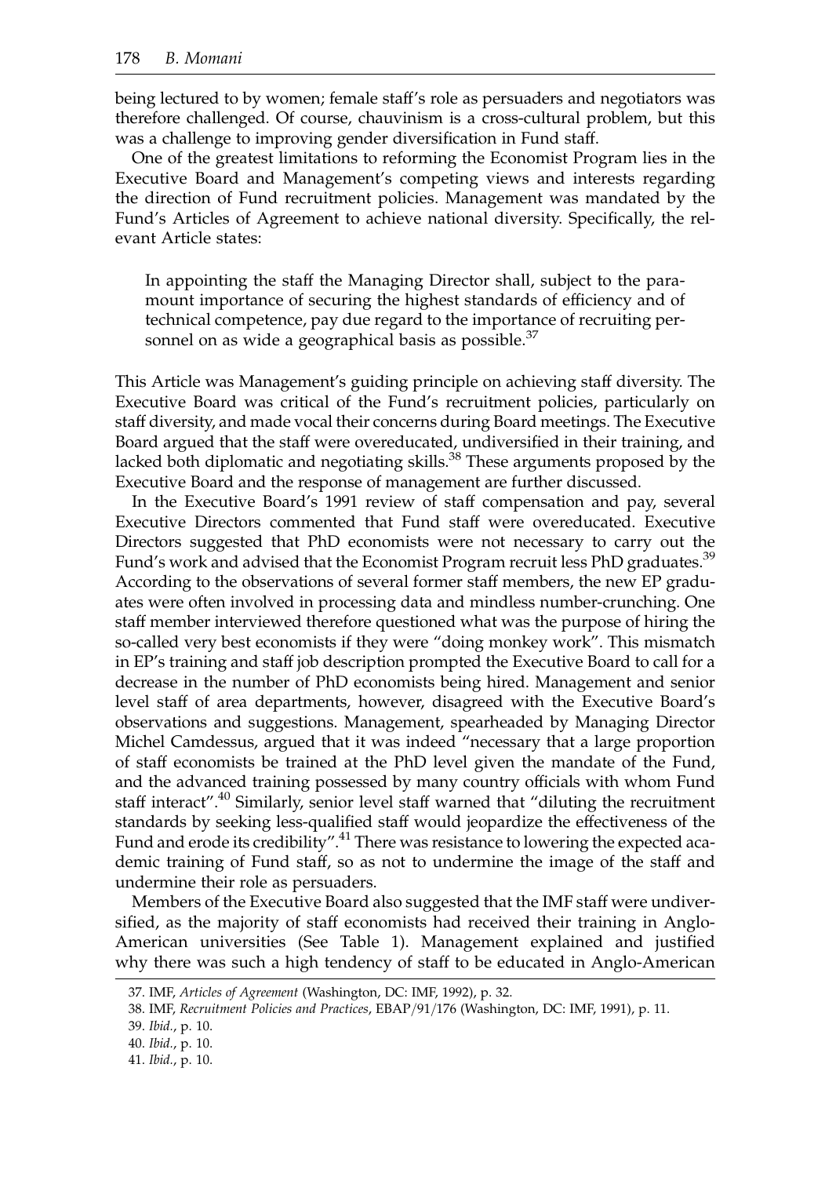being lectured to by women; female staff's role as persuaders and negotiators was therefore challenged. Of course, chauvinism is a cross-cultural problem, but this was a challenge to improving gender diversification in Fund staff.

One of the greatest limitations to reforming the Economist Program lies in the Executive Board and Management's competing views and interests regarding the direction of Fund recruitment policies. Management was mandated by the Fund's Articles of Agreement to achieve national diversity. Specifically, the relevant Article states:

> In appointing the staff the Managing Director shall, subject to the paramount importance of securing the highest standards of efficiency and of technical competence, pay due regard to the importance of recruiting personnel on as wide a geographical basis as possible.[37]

This Article was Management's guiding principle on achieving staff diversity. The Executive Board was critical of the Fund's recruitment policies, particularly on staff diversity, and made vocal their concerns during Board meetings. The Executive Board argued that the staff were overeducated, undiversified in their training, and lacked both diplomatic and negotiating skills.[38] These arguments proposed by the Executive Board and the response of management are further discussed.

In the Executive Board's 1991 review of staff compensation and pay, several Executive Directors commented that Fund staff were overeducated. Executive Directors suggested that PhD economists were not necessary to carry out the Fund's work and advised that the Economist Program recruit less PhD graduates.[39] According to the observations of several former staff members, the new EP graduates were often involved in processing data and mindless number-crunching. One staff member interviewed therefore questioned what was the purpose of hiring the so-called very best economists if they were "doing monkey work". This mismatch in EP's training and staff job description prompted the Executive Board to call for a decrease in the number of PhD economists being hired. Management and senior level staff of area departments, however, disagreed with the Executive Board's observations and suggestions. Management, spearheaded by Managing Director Michel Camdessus, argued that it was indeed "necessary that a large proportion of staff economists be trained at the PhD level given the mandate of the Fund, and the advanced training possessed by many country officials with whom Fund staff interact".[40] Similarly, senior level staff warned that "diluting the recruitment standards by seeking less-qualified staff would jeopardize the effectiveness of the Fund and erode its credibility".[41] There was resistance to lowering the expected academic training of Fund staff, so as not to undermine the image of the staff and undermine their role as persuaders.

Members of the Executive Board also suggested that the IMF staff were undiversified, as the majority of staff economists had received their training in Anglo-American universities (See Table 1). Management explained and justified why there was such a high tendency of staff to be educated in Anglo-American

37. IMF, *Articles of Agreement* (Washington, DC: IMF, 1992), p. 32.

38. IMF, *Recruitment Policies and Practices*, EBAP/91/176 (Washington, DC: IMF, 1991), p. 11.

39. *Ibid.*, p. 10.

40. *Ibid.*, p. 10.

41. *Ibid.*, p. 10.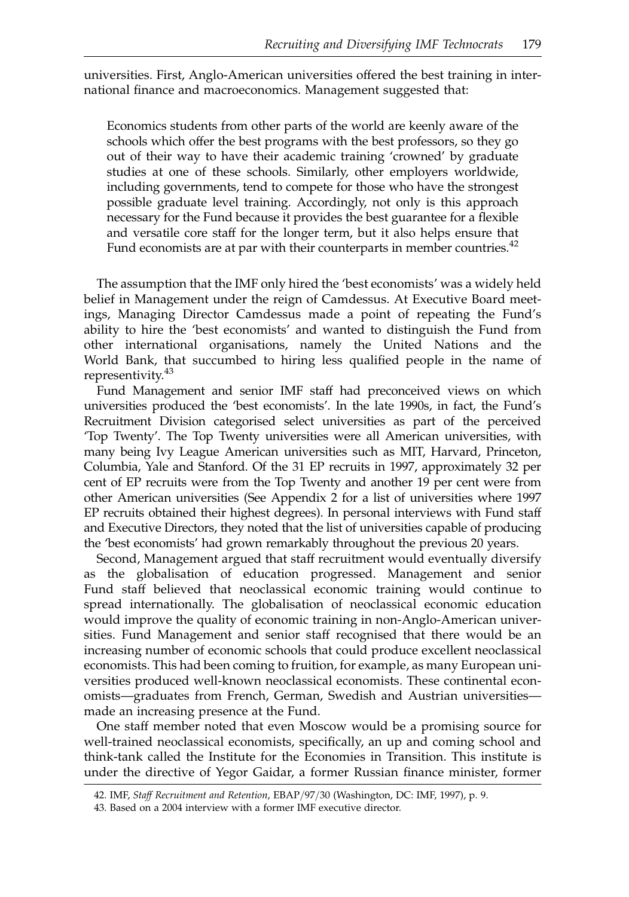universities. First, Anglo-American universities offered the best training in international finance and macroeconomics. Management suggested that:

> Economics students from other parts of the world are keenly aware of the schools which offer the best programs with the best professors, so they go out of their way to have their academic training 'crowned' by graduate studies at one of these schools. Similarly, other employers worldwide, including governments, tend to compete for those who have the strongest possible graduate level training. Accordingly, not only is this approach necessary for the Fund because it provides the best guarantee for a flexible and versatile core staff for the longer term, but it also helps ensure that Fund economists are at par with their counterparts in member countries.[42]

The assumption that the IMF only hired the 'best economists' was a widely held belief in Management under the reign of Camdessus. At Executive Board meetings, Managing Director Camdessus made a point of repeating the Fund's ability to hire the 'best economists' and wanted to distinguish the Fund from other international organisations, namely the United Nations and the World Bank, that succumbed to hiring less qualified people in the name of representivity.[43]

Fund Management and senior IMF staff had preconceived views on which universities produced the 'best economists'. In the late 1990s, in fact, the Fund's Recruitment Division categorised select universities as part of the perceived 'Top Twenty'. The Top Twenty universities were all American universities, with many being Ivy League American universities such as MIT, Harvard, Princeton, Columbia, Yale and Stanford. Of the 31 EP recruits in 1997, approximately 32 per cent of EP recruits were from the Top Twenty and another 19 per cent were from other American universities (See Appendix 2 for a list of universities where 1997 EP recruits obtained their highest degrees). In personal interviews with Fund staff and Executive Directors, they noted that the list of universities capable of producing the 'best economists' had grown remarkably throughout the previous 20 years.

Second, Management argued that staff recruitment would eventually diversify as the globalisation of education progressed. Management and senior Fund staff believed that neoclassical economic training would continue to spread internationally. The globalisation of neoclassical economic education would improve the quality of economic training in non-Anglo-American universities. Fund Management and senior staff recognised that there would be an increasing number of economic schools that could produce excellent neoclassical economists. This had been coming to fruition, for example, as many European universities produced well-known neoclassical economists. These continental economists—graduates from French, German, Swedish and Austrian universities—made an increasing presence at the Fund.

One staff member noted that even Moscow would be a promising source for well-trained neoclassical economists, specifically, an up and coming school and think-tank called the Institute for the Economies in Transition. This institute is under the directive of Yegor Gaidar, a former Russian finance minister, former

42. IMF, *Staff Recruitment and Retention*, EBAP/97/30 (Washington, DC: IMF, 1997), p. 9.

43. Based on a 2004 interview with a former IMF executive director.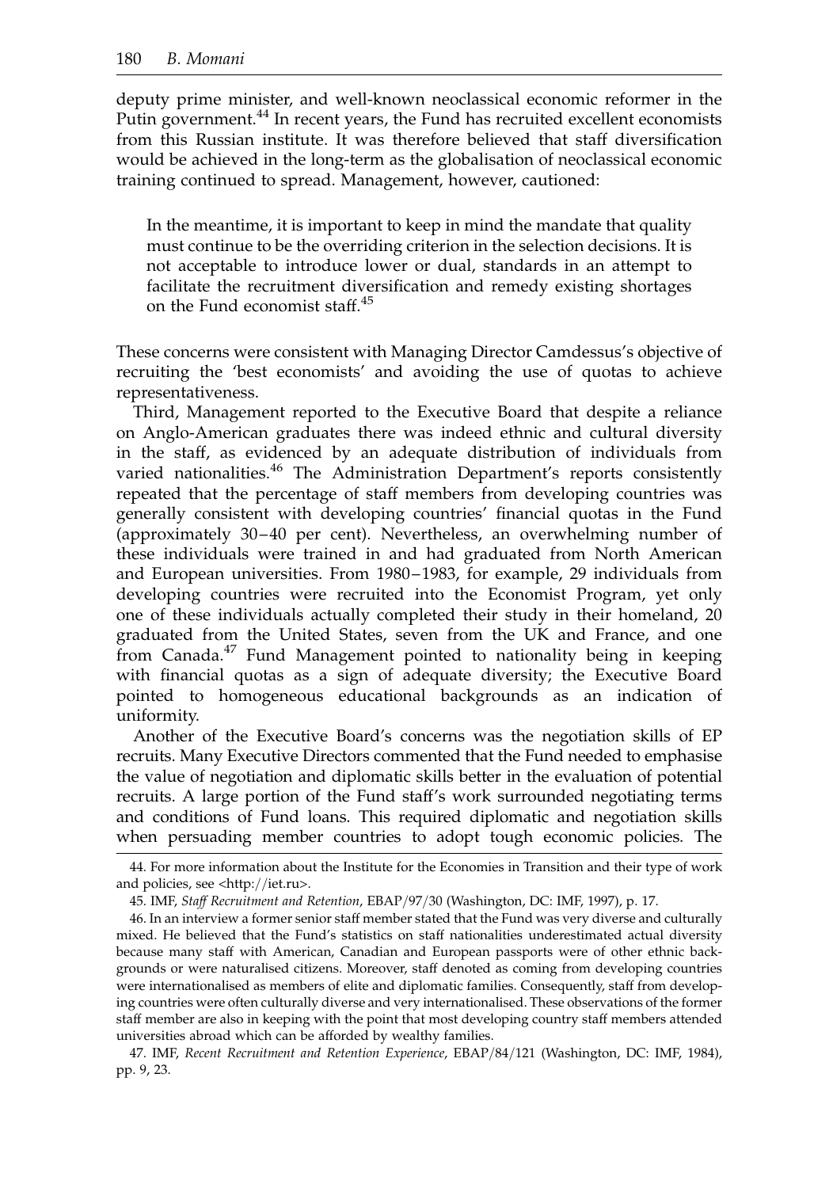deputy prime minister, and well-known neoclassical economic reformer in the Putin government.[44] In recent years, the Fund has recruited excellent economists from this Russian institute. It was therefore believed that staff diversification would be achieved in the long-term as the globalisation of neoclassical economic training continued to spread. Management, however, cautioned:

> In the meantime, it is important to keep in mind the mandate that quality must continue to be the overriding criterion in the selection decisions. It is not acceptable to introduce lower or dual, standards in an attempt to facilitate the recruitment diversification and remedy existing shortages on the Fund economist staff.[45]

These concerns were consistent with Managing Director Camdessus's objective of recruiting the 'best economists' and avoiding the use of quotas to achieve representativeness.

Third, Management reported to the Executive Board that despite a reliance on Anglo-American graduates there was indeed ethnic and cultural diversity in the staff, as evidenced by an adequate distribution of individuals from varied nationalities.[46] The Administration Department's reports consistently repeated that the percentage of staff members from developing countries was generally consistent with developing countries' financial quotas in the Fund (approximately 30–40 per cent). Nevertheless, an overwhelming number of these individuals were trained in and had graduated from North American and European universities. From 1980–1983, for example, 29 individuals from developing countries were recruited into the Economist Program, yet only one of these individuals actually completed their study in their homeland, 20 graduated from the United States, seven from the UK and France, and one from Canada.[47] Fund Management pointed to nationality being in keeping with financial quotas as a sign of adequate diversity; the Executive Board pointed to homogeneous educational backgrounds as an indication of uniformity.

Another of the Executive Board's concerns was the negotiation skills of EP recruits. Many Executive Directors commented that the Fund needed to emphasise the value of negotiation and diplomatic skills better in the evaluation of potential recruits. A large portion of the Fund staff's work surrounded negotiating terms and conditions of Fund loans. This required diplomatic and negotiation skills when persuading member countries to adopt tough economic policies. The

44. For more information about the Institute for the Economies in Transition and their type of work and policies, see <http://iet.ru>.

45. IMF, *Staff Recruitment and Retention*, EBAP/97/30 (Washington, DC: IMF, 1997), p. 17.

46. In an interview a former senior staff member stated that the Fund was very diverse and culturally mixed. He believed that the Fund's statistics on staff nationalities underestimated actual diversity because many staff with American, Canadian and European passports were of other ethnic backgrounds or were naturalised citizens. Moreover, staff denoted as coming from developing countries were internationalised as members of elite and diplomatic families. Consequently, staff from developing countries were often culturally diverse and very internationalised. These observations of the former staff member are also in keeping with the point that most developing country staff members attended universities abroad which can be afforded by wealthy families.

47. IMF, *Recent Recruitment and Retention Experience*, EBAP/84/121 (Washington, DC: IMF, 1984), pp. 9, 23.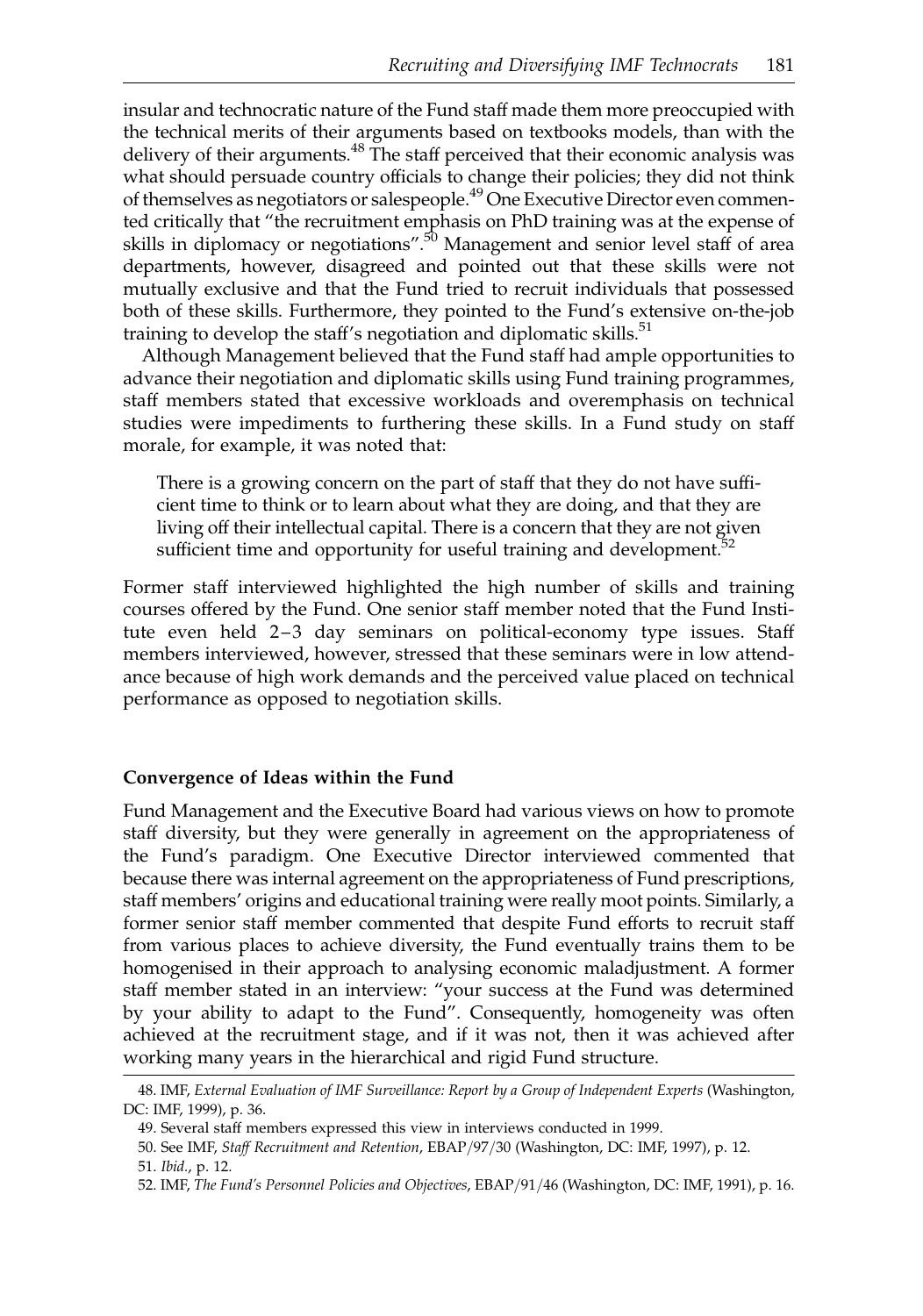insular and technocratic nature of the Fund staff made them more preoccupied with the technical merits of their arguments based on textbooks models, than with the delivery of their arguments.[48] The staff perceived that their economic analysis was what should persuade country officials to change their policies; they did not think of themselves as negotiators or salespeople.[49] One Executive Director even commented critically that "the recruitment emphasis on PhD training was at the expense of skills in diplomacy or negotiations".[50] Management and senior level staff of area departments, however, disagreed and pointed out that these skills were not mutually exclusive and that the Fund tried to recruit individuals that possessed both of these skills. Furthermore, they pointed to the Fund's extensive on-the-job training to develop the staff's negotiation and diplomatic skills.[51]

Although Management believed that the Fund staff had ample opportunities to advance their negotiation and diplomatic skills using Fund training programmes, staff members stated that excessive workloads and overemphasis on technical studies were impediments to furthering these skills. In a Fund study on staff morale, for example, it was noted that:

> There is a growing concern on the part of staff that they do not have sufficient time to think or to learn about what they are doing, and that they are living off their intellectual capital. There is a concern that they are not given sufficient time and opportunity for useful training and development.[52]

Former staff interviewed highlighted the high number of skills and training courses offered by the Fund. One senior staff member noted that the Fund Institute even held 2–3 day seminars on political-economy type issues. Staff members interviewed, however, stressed that these seminars were in low attendance because of high work demands and the perceived value placed on technical performance as opposed to negotiation skills.

### Convergence of Ideas within the Fund

Fund Management and the Executive Board had various views on how to promote staff diversity, but they were generally in agreement on the appropriateness of the Fund's paradigm. One Executive Director interviewed commented that because there was internal agreement on the appropriateness of Fund prescriptions, staff members' origins and educational training were really moot points. Similarly, a former senior staff member commented that despite Fund efforts to recruit staff from various places to achieve diversity, the Fund eventually trains them to be homogenised in their approach to analysing economic maladjustment. A former staff member stated in an interview: "your success at the Fund was determined by your ability to adapt to the Fund". Consequently, homogeneity was often achieved at the recruitment stage, and if it was not, then it was achieved after working many years in the hierarchical and rigid Fund structure.

---

48. IMF, *External Evaluation of IMF Surveillance: Report by a Group of Independent Experts* (Washington, DC: IMF, 1999), p. 36.

49. Several staff members expressed this view in interviews conducted in 1999.

50. See IMF, *Staff Recruitment and Retention*, EBAP/97/30 (Washington, DC: IMF, 1997), p. 12.

51. *Ibid.*, p. 12.

52. IMF, *The Fund's Personnel Policies and Objectives*, EBAP/91/46 (Washington, DC: IMF, 1991), p. 16.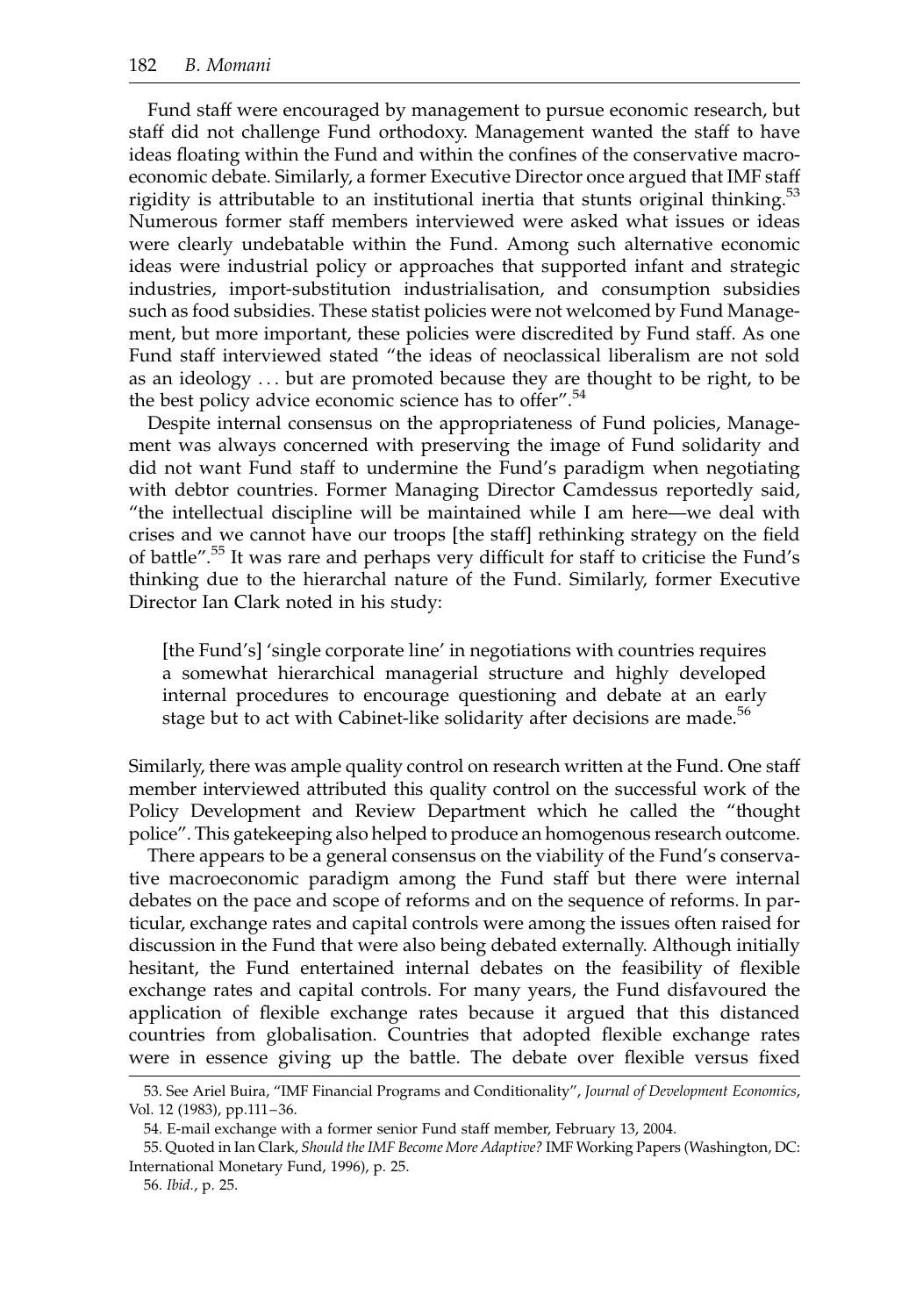Fund staff were encouraged by management to pursue economic research, but staff did not challenge Fund orthodoxy. Management wanted the staff to have ideas floating within the Fund and within the confines of the conservative macroeconomic debate. Similarly, a former Executive Director once argued that IMF staff rigidity is attributable to an institutional inertia that stunts original thinking.[53] Numerous former staff members interviewed were asked what issues or ideas were clearly undebatable within the Fund. Among such alternative economic ideas were industrial policy or approaches that supported infant and strategic industries, import-substitution industrialisation, and consumption subsidies such as food subsidies. These statist policies were not welcomed by Fund Management, but more important, these policies were discredited by Fund staff. As one Fund staff interviewed stated "the ideas of neoclassical liberalism are not sold as an ideology ... but are promoted because they are thought to be right, to be the best policy advice economic science has to offer".[54]

Despite internal consensus on the appropriateness of Fund policies, Management was always concerned with preserving the image of Fund solidarity and did not want Fund staff to undermine the Fund's paradigm when negotiating with debtor countries. Former Managing Director Camdessus reportedly said, "the intellectual discipline will be maintained while I am here—we deal with crises and we cannot have our troops [the staff] rethinking strategy on the field of battle".[55] It was rare and perhaps very difficult for staff to criticise the Fund's thinking due to the hierarchal nature of the Fund. Similarly, former Executive Director Ian Clark noted in his study:

> [the Fund's] 'single corporate line' in negotiations with countries requires a somewhat hierarchical managerial structure and highly developed internal procedures to encourage questioning and debate at an early stage but to act with Cabinet-like solidarity after decisions are made.[56]

Similarly, there was ample quality control on research written at the Fund. One staff member interviewed attributed this quality control on the successful work of the Policy Development and Review Department which he called the "thought police". This gatekeeping also helped to produce an homogenous research outcome.

There appears to be a general consensus on the viability of the Fund's conservative macroeconomic paradigm among the Fund staff but there were internal debates on the pace and scope of reforms and on the sequence of reforms. In particular, exchange rates and capital controls were among the issues often raised for discussion in the Fund that were also being debated externally. Although initially hesitant, the Fund entertained internal debates on the feasibility of flexible exchange rates and capital controls. For many years, the Fund disfavoured the application of flexible exchange rates because it argued that this distanced countries from globalisation. Countries that adopted flexible exchange rates were in essence giving up the battle. The debate over flexible versus fixed

53. See Ariel Buira, "IMF Financial Programs and Conditionality", *Journal of Development Economics*, Vol. 12 (1983), pp.111–36.

54. E-mail exchange with a former senior Fund staff member, February 13, 2004.

55. Quoted in Ian Clark, *Should the IMF Become More Adaptive?* IMF Working Papers (Washington, DC: International Monetary Fund, 1996), p. 25.

56. *Ibid.*, p. 25.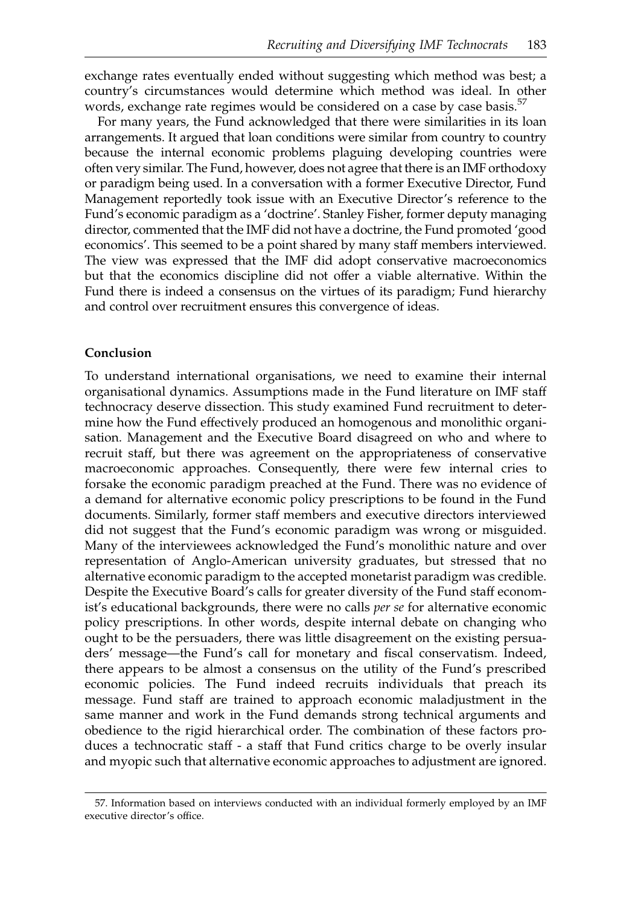exchange rates eventually ended without suggesting which method was best; a country's circumstances would determine which method was ideal. In other words, exchange rate regimes would be considered on a case by case basis.[57]

For many years, the Fund acknowledged that there were similarities in its loan arrangements. It argued that loan conditions were similar from country to country because the internal economic problems plaguing developing countries were often very similar. The Fund, however, does not agree that there is an IMF orthodoxy or paradigm being used. In a conversation with a former Executive Director, Fund Management reportedly took issue with an Executive Director's reference to the Fund's economic paradigm as a 'doctrine'. Stanley Fisher, former deputy managing director, commented that the IMF did not have a doctrine, the Fund promoted 'good economics'. This seemed to be a point shared by many staff members interviewed. The view was expressed that the IMF did adopt conservative macroeconomics but that the economics discipline did not offer a viable alternative. Within the Fund there is indeed a consensus on the virtues of its paradigm; Fund hierarchy and control over recruitment ensures this convergence of ideas.

## Conclusion

To understand international organisations, we need to examine their internal organisational dynamics. Assumptions made in the Fund literature on IMF staff technocracy deserve dissection. This study examined Fund recruitment to determine how the Fund effectively produced an homogenous and monolithic organisation. Management and the Executive Board disagreed on who and where to recruit staff, but there was agreement on the appropriateness of conservative macroeconomic approaches. Consequently, there were few internal cries to forsake the economic paradigm preached at the Fund. There was no evidence of a demand for alternative economic policy prescriptions to be found in the Fund documents. Similarly, former staff members and executive directors interviewed did not suggest that the Fund's economic paradigm was wrong or misguided. Many of the interviewees acknowledged the Fund's monolithic nature and over representation of Anglo-American university graduates, but stressed that no alternative economic paradigm to the accepted monetarist paradigm was credible. Despite the Executive Board's calls for greater diversity of the Fund staff economist's educational backgrounds, there were no calls *per se* for alternative economic policy prescriptions. In other words, despite internal debate on changing who ought to be the persuaders, there was little disagreement on the existing persuaders' message—the Fund's call for monetary and fiscal conservatism. Indeed, there appears to be almost a consensus on the utility of the Fund's prescribed economic policies. The Fund indeed recruits individuals that preach its message. Fund staff are trained to approach economic maladjustment in the same manner and work in the Fund demands strong technical arguments and obedience to the rigid hierarchical order. The combination of these factors produces a technocratic staff - a staff that Fund critics charge to be overly insular and myopic such that alternative economic approaches to adjustment are ignored.

---

57. Information based on interviews conducted with an individual formerly employed by an IMF executive director's office.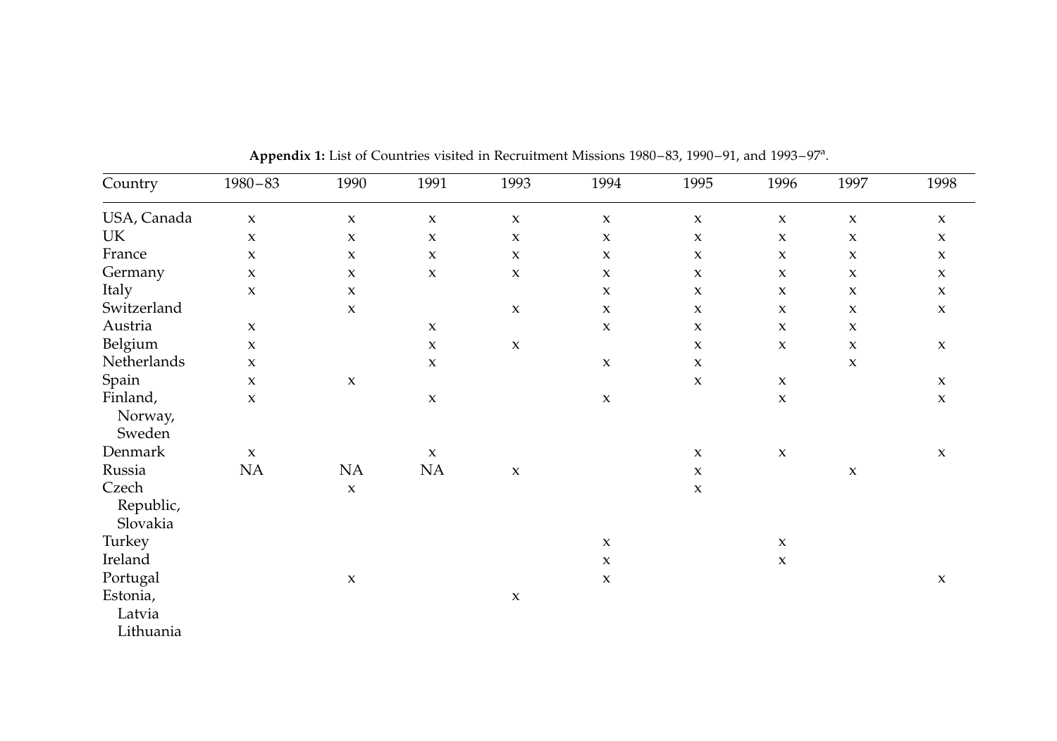**Appendix 1:** List of Countries visited in Recruitment Missions 1980–83, 1990–91, and 1993–97[a].

| Country | 1980–83 | 1990 | 1991 | 1993 | 1994 | 1995 | 1996 | 1997 | 1998 |
|---|---|---|---|---|---|---|---|---|---|
| USA, Canada | x | x | x | x | x | x | x | x | x |
| UK | x | x | x | x | x | x | x | x | x |
| France | x | x | x | x | x | x | x | x | x |
| Germany | x | x | x | x | x | x | x | x | x |
| Italy | x | x | | | x | x | x | x | x |
| Switzerland | | x | | x | x | x | x | x | x |
| Austria | x | | x | | x | x | x | x | |
| Belgium | x | | x | x | | x | x | x | x |
| Netherlands | x | | x | | x | x | | x | |
| Spain | x | x | | | | x | x | | x |
| Finland, Norway, Sweden | x | | x | | x | | x | | x |
| Denmark | x | | x | | | x | x | | x |
| Russia | NA | NA | NA | x | | x | | x | |
| Czech Republic, Slovakia | | x | | | | x | | | |
| Turkey | | | | | x | | x | | |
| Ireland | | | | | x | | x | | |
| Portugal | | x | | | x | | | | x |
| Estonia, Latvia Lithuania | | | | x | | | | | |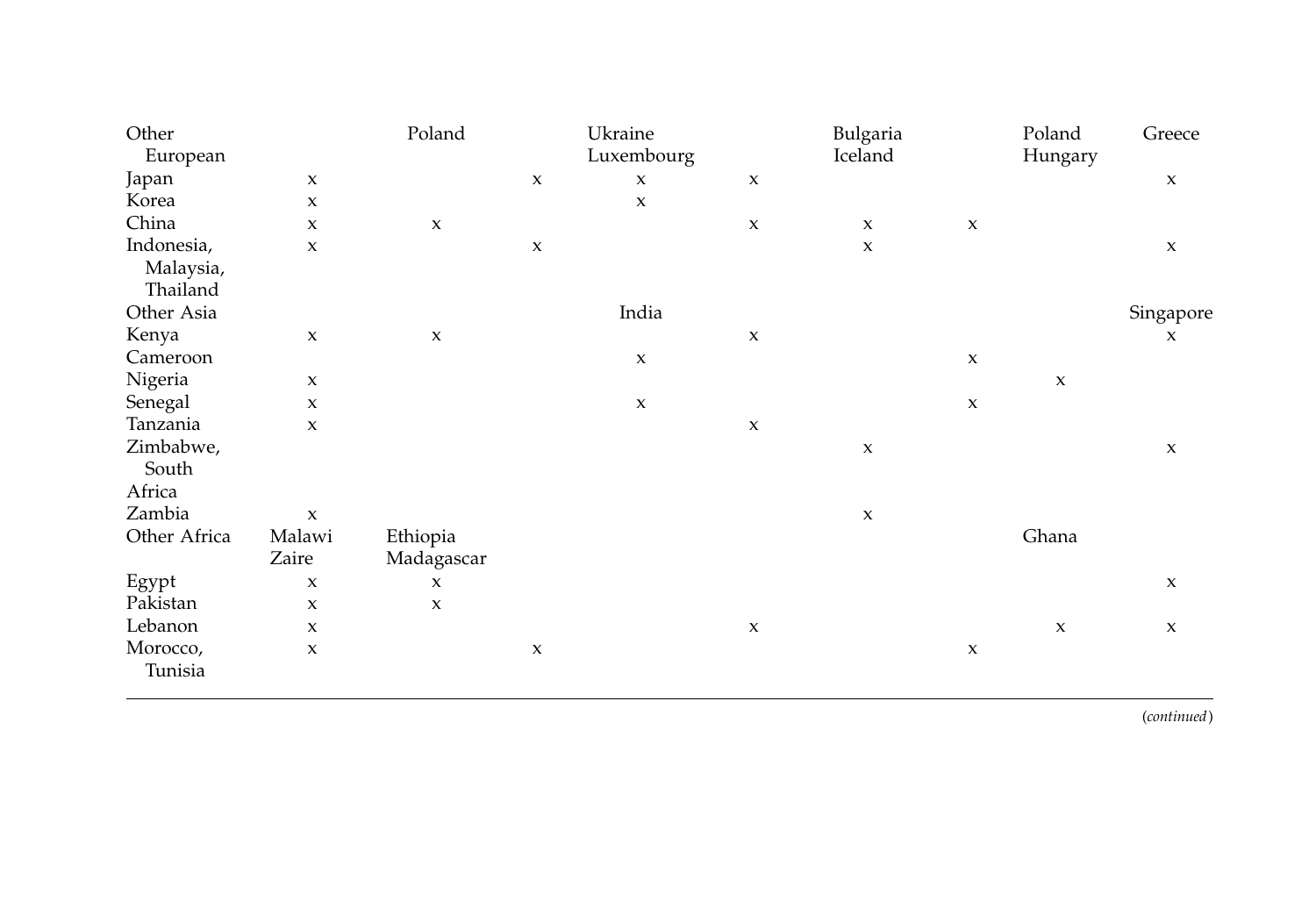| | | | | | | | | | |
|---|---|---|---|---|---|---|---|---|---|
| Other European | | Poland | | Ukraine Luxembourg | | Bulgaria Iceland | | Poland Hungary | Greece |
| Japan | x | | x | x | x | | | | x |
| Korea | x | | | x | | | | | |
| China | x | x | | | x | x | x | | |
| Indonesia, Malaysia, Thailand | x | | x | | | x | | | x |
| Other Asia | | | | India | | | | | Singapore |
| Kenya | x | x | | | x | | | | x |
| Cameroon | | | | x | | | x | | |
| Nigeria | x | | | | | | | x | |
| Senegal | x | | | x | | | x | | |
| Tanzania | x | | | | x | | | | |
| Zimbabwe, South Africa | | | | | | x | | | x |
| Zambia | x | | | | | x | | | |
| Other Africa | Malawi Zaire | Ethiopia Madagascar | | | | | | Ghana | |
| Egypt | x | x | | | | | | | x |
| Pakistan | x | x | | | | | | | |
| Lebanon | x | | | | x | | | x | x |
| Morocco, Tunisia | x | | x | | | | x | | |

(*continued*)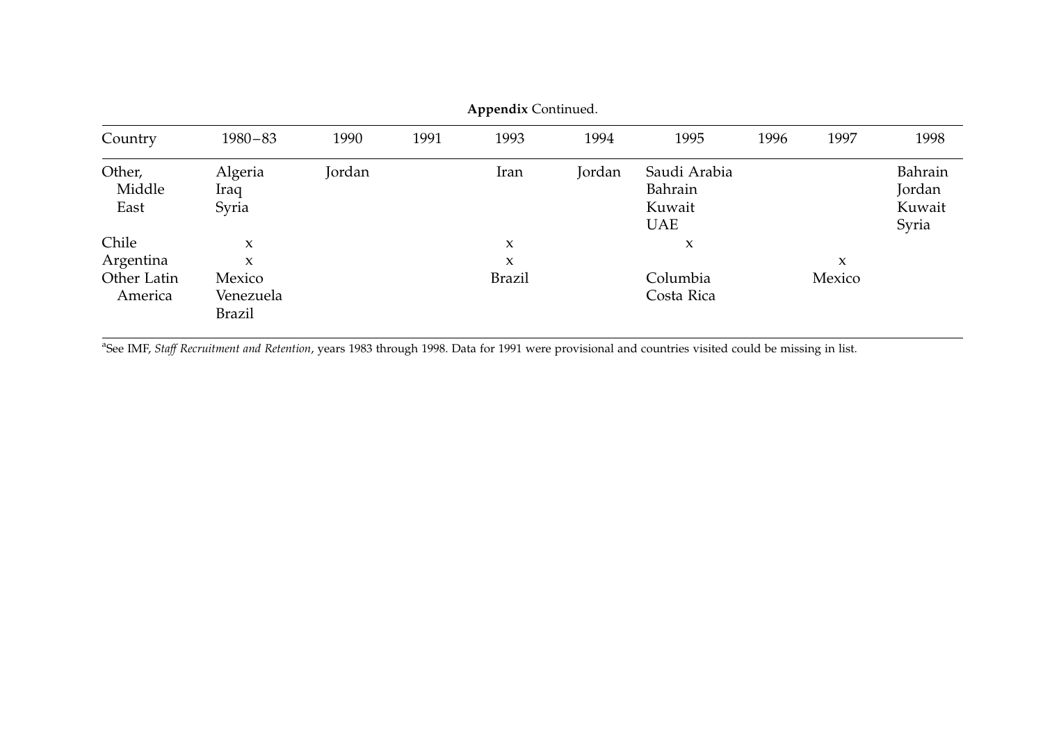**Appendix** Continued.

| Country | 1980–83 | 1990 | 1991 | 1993 | 1994 | 1995 | 1996 | 1997 | 1998 |
|---|---|---|---|---|---|---|---|---|---|
| Other, Middle East | Algeria<br>Iraq<br>Syria | Jordan | | Iran | Jordan | Saudi Arabia<br>Bahrain<br>Kuwait<br>UAE | | | Bahrain<br>Jordan<br>Kuwait<br>Syria |
| Chile | x | | | x | | x | | | |
| Argentina | x | | | x | | | | x | |
| Other Latin America | Mexico<br>Venezuela<br>Brazil | | | Brazil | | Columbia<br>Costa Rica | | Mexico | |

[a]See IMF, *Staff Recruitment and Retention*, years 1983 through 1998. Data for 1991 were provisional and countries visited could be missing in list.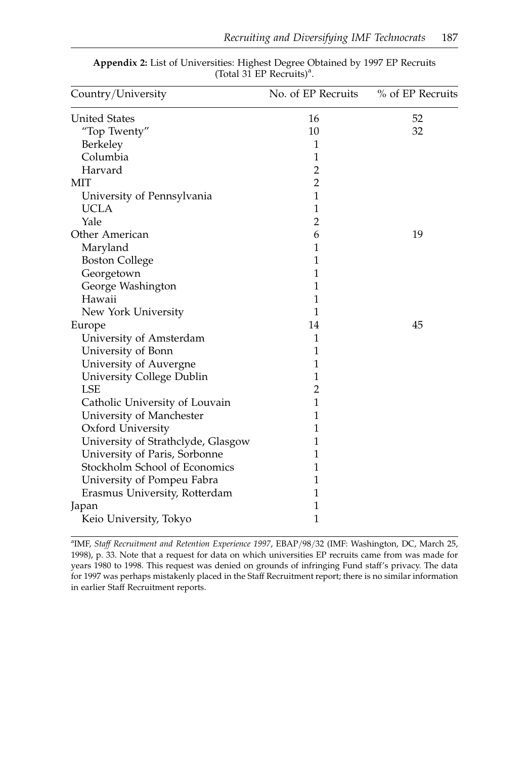**Appendix 2:** List of Universities: Highest Degree Obtained by 1997 EP Recruits (Total 31 EP Recruits)[a].

| Country/University | No. of EP Recruits | % of EP Recruits |
|---|---|---|
| United States | 16 | 52 |
| "Top Twenty" | 10 | 32 |
| Berkeley | 1 | |
| Columbia | 1 | |
| Harvard | 2 | |
| MIT | 2 | |
| University of Pennsylvania | 1 | |
| UCLA | 1 | |
| Yale | 2 | |
| Other American | 6 | 19 |
| Maryland | 1 | |
| Boston College | 1 | |
| Georgetown | 1 | |
| George Washington | 1 | |
| Hawaii | 1 | |
| New York University | 1 | |
| Europe | 14 | 45 |
| University of Amsterdam | 1 | |
| University of Bonn | 1 | |
| University of Auvergne | 1 | |
| University College Dublin | 1 | |
| LSE | 2 | |
| Catholic University of Louvain | 1 | |
| University of Manchester | 1 | |
| Oxford University | 1 | |
| University of Strathclyde, Glasgow | 1 | |
| University of Paris, Sorbonne | 1 | |
| Stockholm School of Economics | 1 | |
| University of Pompeu Fabra | 1 | |
| Erasmus University, Rotterdam | 1 | |
| Japan | 1 | |
| Keio University, Tokyo | 1 | |

[a]IMF, *Staff Recruitment and Retention Experience 1997*, EBAP/98/32 (IMF: Washington, DC, March 25, 1998), p. 33. Note that a request for data on which universities EP recruits came from was made for years 1980 to 1998. This request was denied on grounds of infringing Fund staff's privacy. The data for 1997 was perhaps mistakenly placed in the Staff Recruitment report; there is no similar information in earlier Staff Recruitment reports.